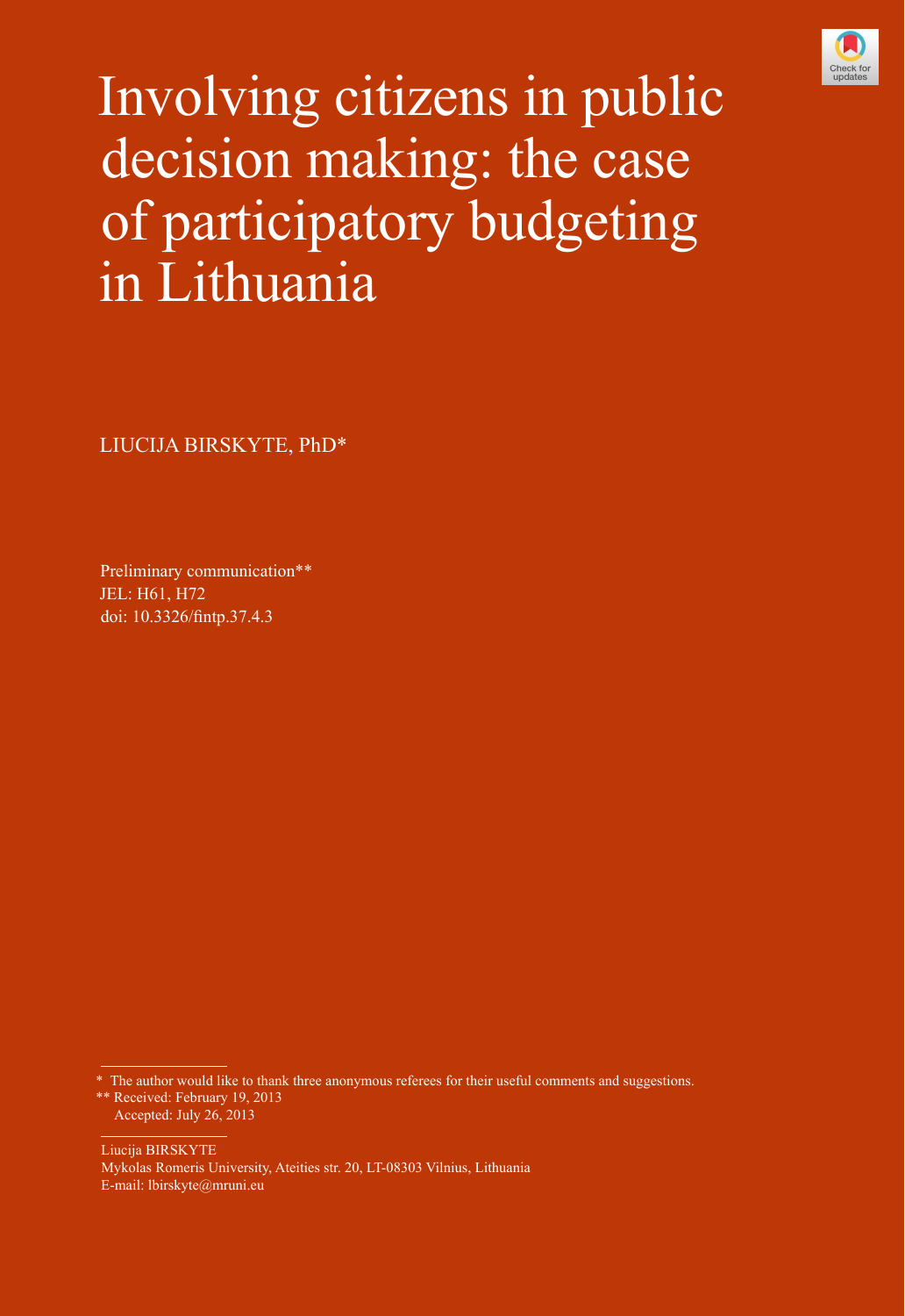# Involving citizens in public decision making: the case of participatory budgeting in Lithuania

LIUCIJA BIRSKYTE, PhD*

Preliminary communication**
JEL: H61, H72
doi: 10.3326/fintp.37.4.3

* The author would like to thank three anonymous referees for their useful comments and suggestions.

** Received: February 19, 2013
Accepted: July 26, 2013

Liucija BIRSKYTE
Mykolas Romeris University, Ateities str. 20, LT-08303 Vilnius, Lithuania
E-mail: lbirskyte@mruni.eu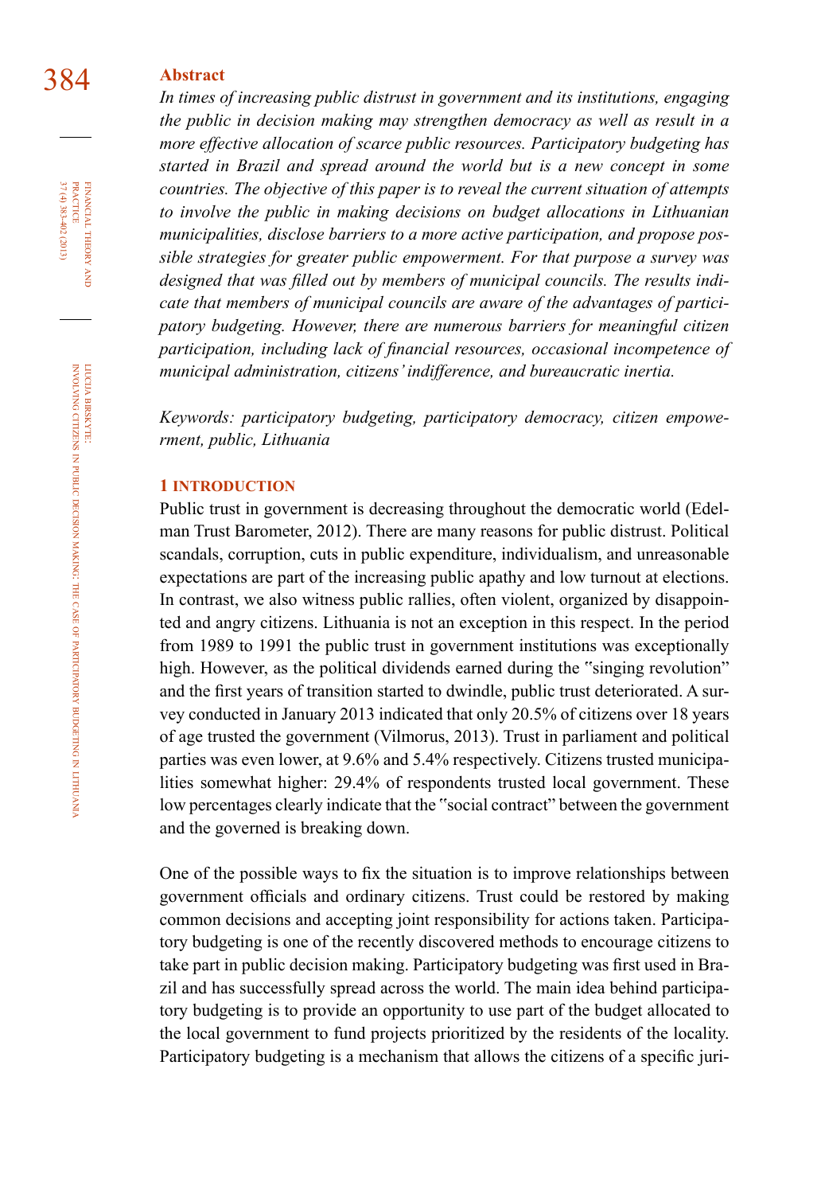## Abstract

*In times of increasing public distrust in government and its institutions, engaging the public in decision making may strengthen democracy as well as result in a more effective allocation of scarce public resources. Participatory budgeting has started in Brazil and spread around the world but is a new concept in some countries. The objective of this paper is to reveal the current situation of attempts to involve the public in making decisions on budget allocations in Lithuanian municipalities, disclose barriers to a more active participation, and propose possible strategies for greater public empowerment. For that purpose a survey was designed that was filled out by members of municipal councils. The results indicate that members of municipal councils are aware of the advantages of participatory budgeting. However, there are numerous barriers for meaningful citizen participation, including lack of financial resources, occasional incompetence of municipal administration, citizens' indifference, and bureaucratic inertia.*

*Keywords: participatory budgeting, participatory democracy, citizen empowerment, public, Lithuania*

## 1 INTRODUCTION

Public trust in government is decreasing throughout the democratic world (Edelman Trust Barometer, 2012). There are many reasons for public distrust. Political scandals, corruption, cuts in public expenditure, individualism, and unreasonable expectations are part of the increasing public apathy and low turnout at elections. In contrast, we also witness public rallies, often violent, organized by disappointed and angry citizens. Lithuania is not an exception in this respect. In the period from 1989 to 1991 the public trust in government institutions was exceptionally high. However, as the political dividends earned during the "singing revolution" and the first years of transition started to dwindle, public trust deteriorated. A survey conducted in January 2013 indicated that only 20.5% of citizens over 18 years of age trusted the government (Vilmorus, 2013). Trust in parliament and political parties was even lower, at 9.6% and 5.4% respectively. Citizens trusted municipalities somewhat higher: 29.4% of respondents trusted local government. These low percentages clearly indicate that the "social contract" between the government and the governed is breaking down.

One of the possible ways to fix the situation is to improve relationships between government officials and ordinary citizens. Trust could be restored by making common decisions and accepting joint responsibility for actions taken. Participatory budgeting is one of the recently discovered methods to encourage citizens to take part in public decision making. Participatory budgeting was first used in Brazil and has successfully spread across the world. The main idea behind participatory budgeting is to provide an opportunity to use part of the budget allocated to the local government to fund projects prioritized by the residents of the locality. Participatory budgeting is a mechanism that allows the citizens of a specific juri-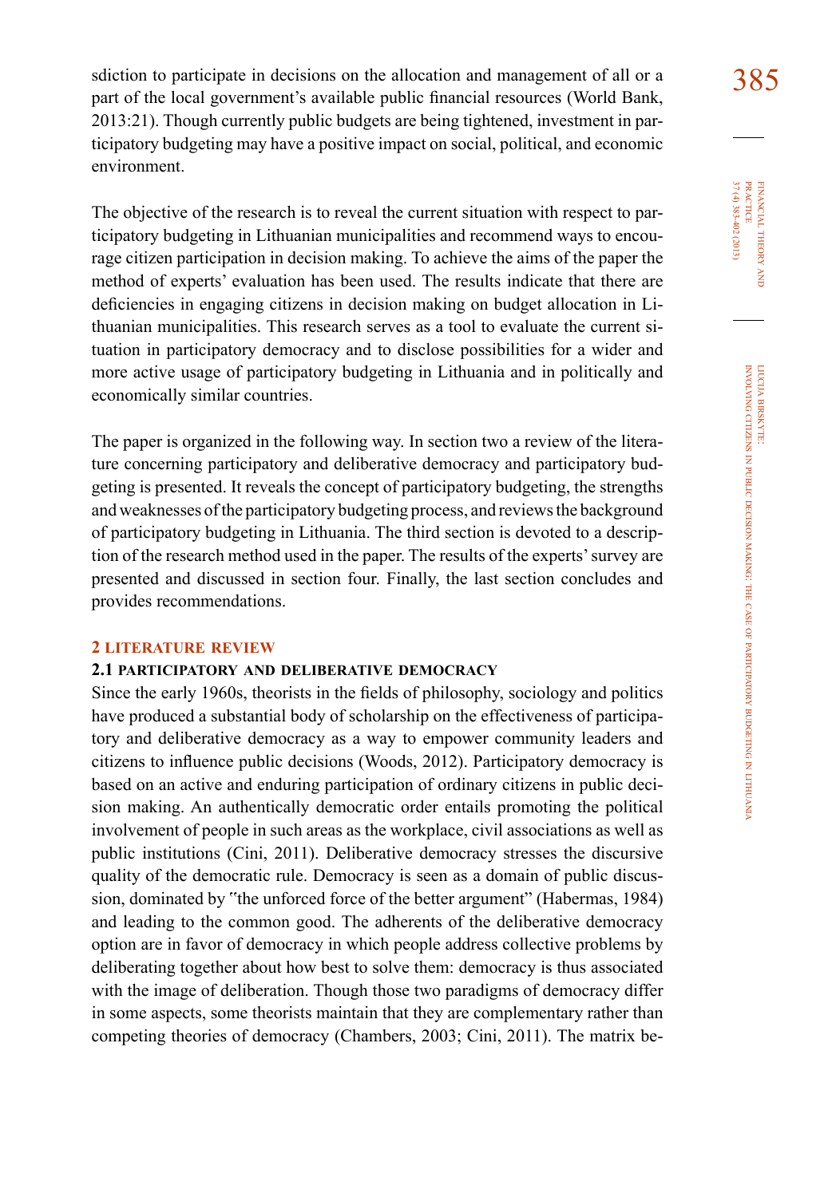sdiction to participate in decisions on the allocation and management of all or a part of the local government's available public financial resources (World Bank, 2013:21). Though currently public budgets are being tightened, investment in participatory budgeting may have a positive impact on social, political, and economic environment.

The objective of the research is to reveal the current situation with respect to participatory budgeting in Lithuanian municipalities and recommend ways to encourage citizen participation in decision making. To achieve the aims of the paper the method of experts' evaluation has been used. The results indicate that there are deficiencies in engaging citizens in decision making on budget allocation in Lithuanian municipalities. This research serves as a tool to evaluate the current situation in participatory democracy and to disclose possibilities for a wider and more active usage of participatory budgeting in Lithuania and in politically and economically similar countries.

The paper is organized in the following way. In section two a review of the literature concerning participatory and deliberative democracy and participatory budgeting is presented. It reveals the concept of participatory budgeting, the strengths and weaknesses of the participatory budgeting process, and reviews the background of participatory budgeting in Lithuania. The third section is devoted to a description of the research method used in the paper. The results of the experts' survey are presented and discussed in section four. Finally, the last section concludes and provides recommendations.

## 2 LITERATURE REVIEW

### 2.1 PARTICIPATORY AND DELIBERATIVE DEMOCRACY

Since the early 1960s, theorists in the fields of philosophy, sociology and politics have produced a substantial body of scholarship on the effectiveness of participatory and deliberative democracy as a way to empower community leaders and citizens to influence public decisions (Woods, 2012). Participatory democracy is based on an active and enduring participation of ordinary citizens in public decision making. An authentically democratic order entails promoting the political involvement of people in such areas as the workplace, civil associations as well as public institutions (Cini, 2011). Deliberative democracy stresses the discursive quality of the democratic rule. Democracy is seen as a domain of public discussion, dominated by "the unforced force of the better argument" (Habermas, 1984) and leading to the common good. The adherents of the deliberative democracy option are in favor of democracy in which people address collective problems by deliberating together about how best to solve them: democracy is thus associated with the image of deliberation. Though those two paradigms of democracy differ in some aspects, some theorists maintain that they are complementary rather than competing theories of democracy (Chambers, 2003; Cini, 2011). The matrix be-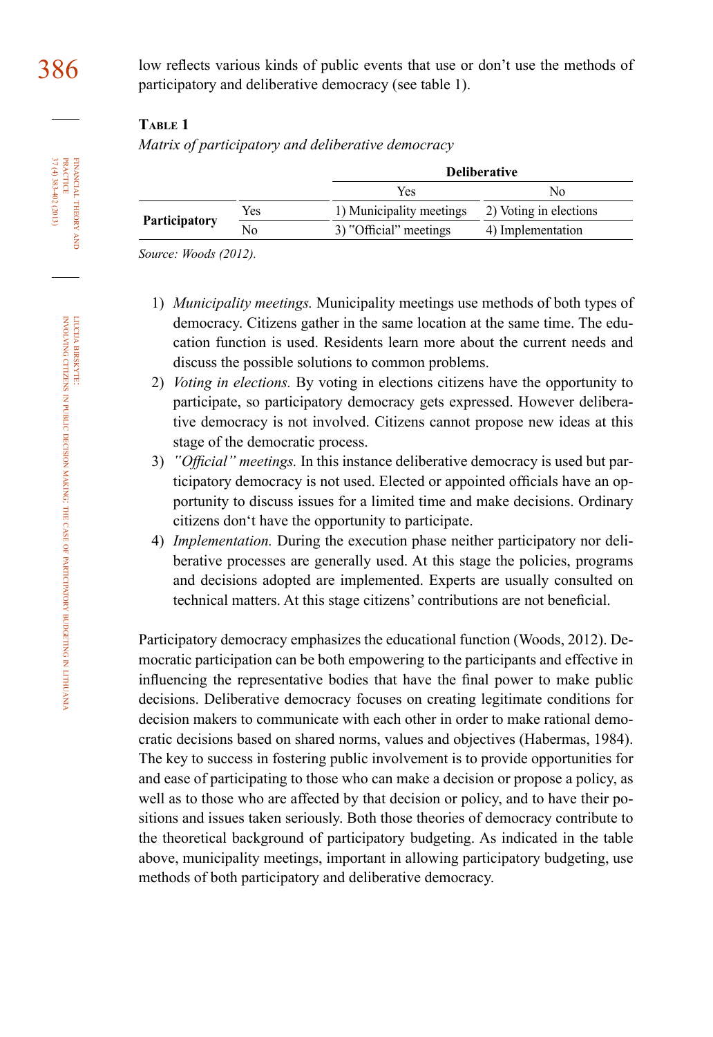low reflects various kinds of public events that use or don't use the methods of participatory and deliberative democracy (see table 1).

**Table 1**

*Matrix of participatory and deliberative democracy*

| | | Deliberative | |
|---|---|---|---|
| | | Yes | No |
| **Participatory** | Yes | 1) Municipality meetings | 2) Voting in elections |
| | No | 3) "Official" meetings | 4) Implementation |

*Source: Woods (2012).*

1) *Municipality meetings.* Municipality meetings use methods of both types of democracy. Citizens gather in the same location at the same time. The education function is used. Residents learn more about the current needs and discuss the possible solutions to common problems.
2) *Voting in elections.* By voting in elections citizens have the opportunity to participate, so participatory democracy gets expressed. However deliberative democracy is not involved. Citizens cannot propose new ideas at this stage of the democratic process.
3) *"Official" meetings.* In this instance deliberative democracy is used but participatory democracy is not used. Elected or appointed officials have an opportunity to discuss issues for a limited time and make decisions. Ordinary citizens don't have the opportunity to participate.
4) *Implementation.* During the execution phase neither participatory nor deliberative processes are generally used. At this stage the policies, programs and decisions adopted are implemented. Experts are usually consulted on technical matters. At this stage citizens' contributions are not beneficial.

Participatory democracy emphasizes the educational function (Woods, 2012). Democratic participation can be both empowering to the participants and effective in influencing the representative bodies that have the final power to make public decisions. Deliberative democracy focuses on creating legitimate conditions for decision makers to communicate with each other in order to make rational democratic decisions based on shared norms, values and objectives (Habermas, 1984). The key to success in fostering public involvement is to provide opportunities for and ease of participating to those who can make a decision or propose a policy, as well as to those who are affected by that decision or policy, and to have their positions and issues taken seriously. Both those theories of democracy contribute to the theoretical background of participatory budgeting. As indicated in the table above, municipality meetings, important in allowing participatory budgeting, use methods of both participatory and deliberative democracy.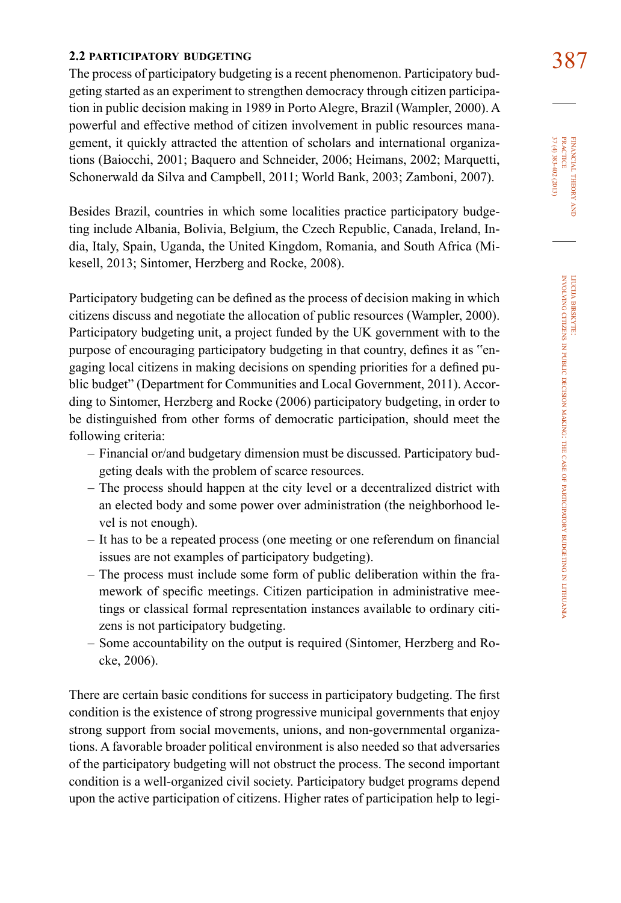### 2.2 PARTICIPATORY BUDGETING

The process of participatory budgeting is a recent phenomenon. Participatory budgeting started as an experiment to strengthen democracy through citizen participation in public decision making in 1989 in Porto Alegre, Brazil (Wampler, 2000). A powerful and effective method of citizen involvement in public resources management, it quickly attracted the attention of scholars and international organizations (Baiocchi, 2001; Baquero and Schneider, 2006; Heimans, 2002; Marquetti, Schonerwald da Silva and Campbell, 2011; World Bank, 2003; Zamboni, 2007).

Besides Brazil, countries in which some localities practice participatory budgeting include Albania, Bolivia, Belgium, the Czech Republic, Canada, Ireland, India, Italy, Spain, Uganda, the United Kingdom, Romania, and South Africa (Mikesell, 2013; Sintomer, Herzberg and Rocke, 2008).

Participatory budgeting can be defined as the process of decision making in which citizens discuss and negotiate the allocation of public resources (Wampler, 2000). Participatory budgeting unit, a project funded by the UK government with to the purpose of encouraging participatory budgeting in that country, defines it as "engaging local citizens in making decisions on spending priorities for a defined public budget" (Department for Communities and Local Government, 2011). According to Sintomer, Herzberg and Rocke (2006) participatory budgeting, in order to be distinguished from other forms of democratic participation, should meet the following criteria:

- Financial or/and budgetary dimension must be discussed. Participatory budgeting deals with the problem of scarce resources.
- The process should happen at the city level or a decentralized district with an elected body and some power over administration (the neighborhood level is not enough).
- It has to be a repeated process (one meeting or one referendum on financial issues are not examples of participatory budgeting).
- The process must include some form of public deliberation within the framework of specific meetings. Citizen participation in administrative meetings or classical formal representation instances available to ordinary citizens is not participatory budgeting.
- Some accountability on the output is required (Sintomer, Herzberg and Rocke, 2006).

There are certain basic conditions for success in participatory budgeting. The first condition is the existence of strong progressive municipal governments that enjoy strong support from social movements, unions, and non-governmental organizations. A favorable broader political environment is also needed so that adversaries of the participatory budgeting will not obstruct the process. The second important condition is a well-organized civil society. Participatory budget programs depend upon the active participation of citizens. Higher rates of participation help to legi-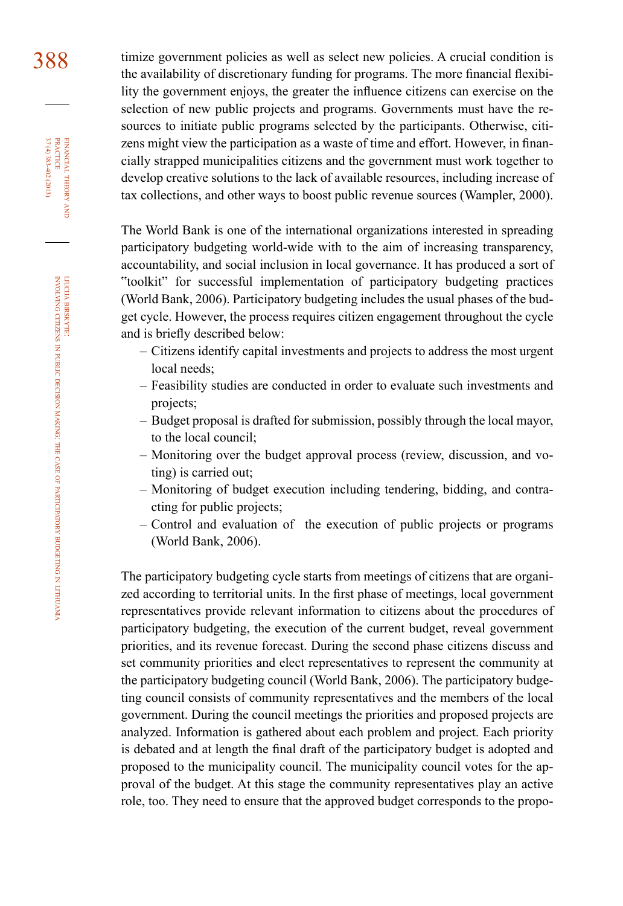timize government policies as well as select new policies. A crucial condition is the availability of discretionary funding for programs. The more financial flexibility the government enjoys, the greater the influence citizens can exercise on the selection of new public projects and programs. Governments must have the resources to initiate public programs selected by the participants. Otherwise, citizens might view the participation as a waste of time and effort. However, in financially strapped municipalities citizens and the government must work together to develop creative solutions to the lack of available resources, including increase of tax collections, and other ways to boost public revenue sources (Wampler, 2000).

The World Bank is one of the international organizations interested in spreading participatory budgeting world-wide with to the aim of increasing transparency, accountability, and social inclusion in local governance. It has produced a sort of "toolkit" for successful implementation of participatory budgeting practices (World Bank, 2006). Participatory budgeting includes the usual phases of the budget cycle. However, the process requires citizen engagement throughout the cycle and is briefly described below:

- Citizens identify capital investments and projects to address the most urgent local needs;
- Feasibility studies are conducted in order to evaluate such investments and projects;
- Budget proposal is drafted for submission, possibly through the local mayor, to the local council;
- Monitoring over the budget approval process (review, discussion, and voting) is carried out;
- Monitoring of budget execution including tendering, bidding, and contracting for public projects;
- Control and evaluation of the execution of public projects or programs (World Bank, 2006).

The participatory budgeting cycle starts from meetings of citizens that are organized according to territorial units. In the first phase of meetings, local government representatives provide relevant information to citizens about the procedures of participatory budgeting, the execution of the current budget, reveal government priorities, and its revenue forecast. During the second phase citizens discuss and set community priorities and elect representatives to represent the community at the participatory budgeting council (World Bank, 2006). The participatory budgeting council consists of community representatives and the members of the local government. During the council meetings the priorities and proposed projects are analyzed. Information is gathered about each problem and project. Each priority is debated and at length the final draft of the participatory budget is adopted and proposed to the municipality council. The municipality council votes for the approval of the budget. At this stage the community representatives play an active role, too. They need to ensure that the approved budget corresponds to the propo-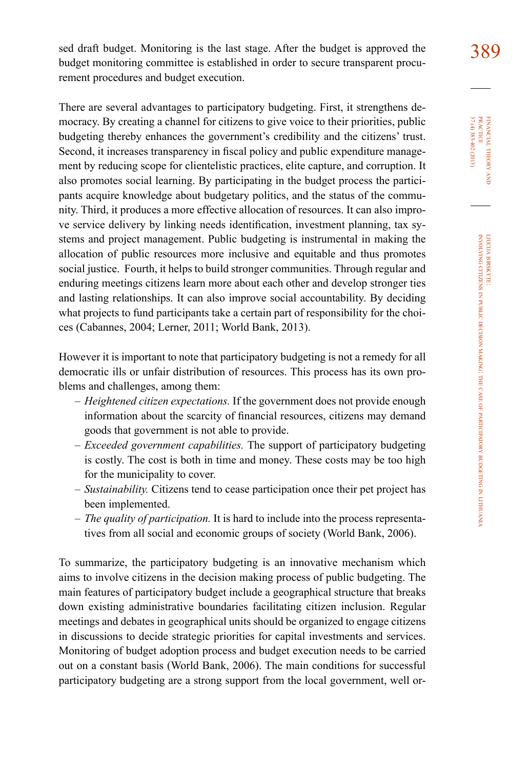sed draft budget. Monitoring is the last stage. After the budget is approved the budget monitoring committee is established in order to secure transparent procurement procedures and budget execution.

There are several advantages to participatory budgeting. First, it strengthens democracy. By creating a channel for citizens to give voice to their priorities, public budgeting thereby enhances the government's credibility and the citizens' trust. Second, it increases transparency in fiscal policy and public expenditure management by reducing scope for clientelistic practices, elite capture, and corruption. It also promotes social learning. By participating in the budget process the participants acquire knowledge about budgetary politics, and the status of the community. Third, it produces a more effective allocation of resources. It can also improve service delivery by linking needs identification, investment planning, tax systems and project management. Public budgeting is instrumental in making the allocation of public resources more inclusive and equitable and thus promotes social justice. Fourth, it helps to build stronger communities. Through regular and enduring meetings citizens learn more about each other and develop stronger ties and lasting relationships. It can also improve social accountability. By deciding what projects to fund participants take a certain part of responsibility for the choices (Cabannes, 2004; Lerner, 2011; World Bank, 2013).

However it is important to note that participatory budgeting is not a remedy for all democratic ills or unfair distribution of resources. This process has its own problems and challenges, among them:

- *Heightened citizen expectations.* If the government does not provide enough information about the scarcity of financial resources, citizens may demand goods that government is not able to provide.
- *Exceeded government capabilities.* The support of participatory budgeting is costly. The cost is both in time and money. These costs may be too high for the municipality to cover.
- *Sustainability.* Citizens tend to cease participation once their pet project has been implemented.
- *The quality of participation.* It is hard to include into the process representatives from all social and economic groups of society (World Bank, 2006).

To summarize, the participatory budgeting is an innovative mechanism which aims to involve citizens in the decision making process of public budgeting. The main features of participatory budget include a geographical structure that breaks down existing administrative boundaries facilitating citizen inclusion. Regular meetings and debates in geographical units should be organized to engage citizens in discussions to decide strategic priorities for capital investments and services. Monitoring of budget adoption process and budget execution needs to be carried out on a constant basis (World Bank, 2006). The main conditions for successful participatory budgeting are a strong support from the local government, well or-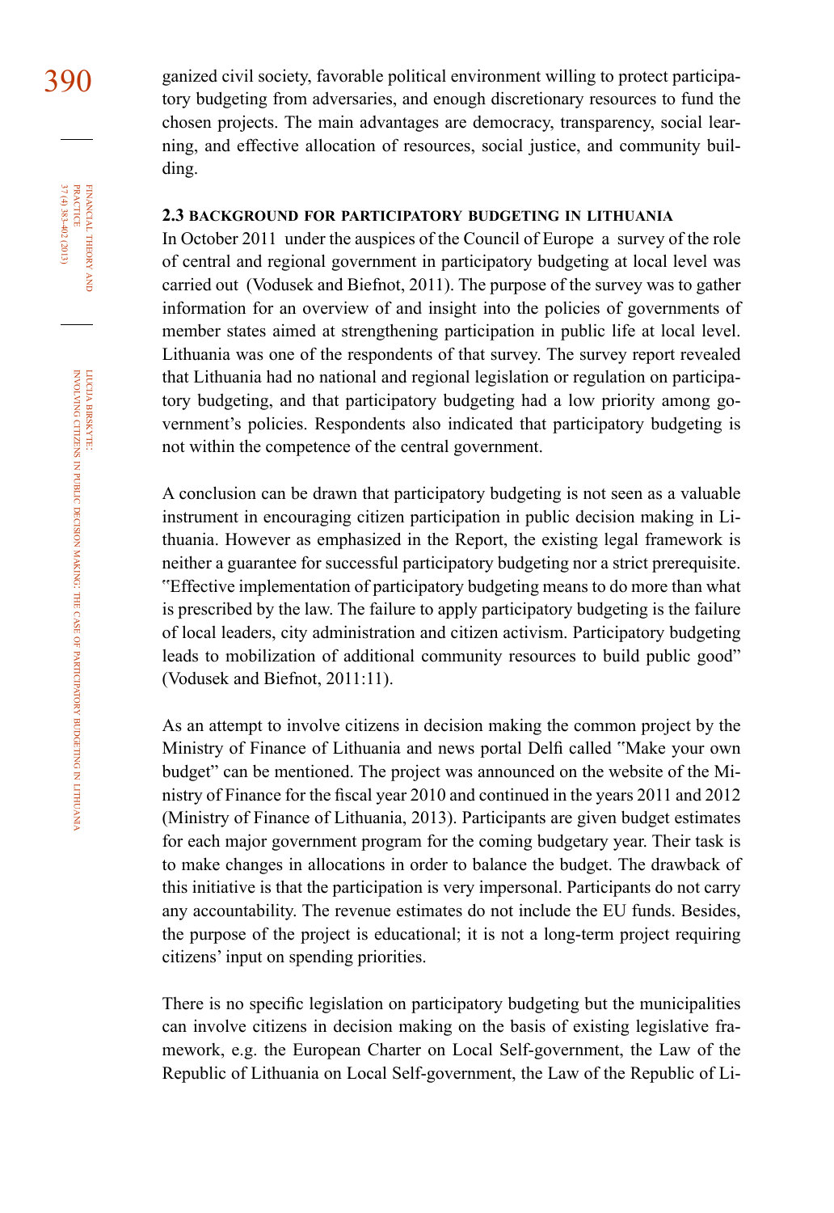ganized civil society, favorable political environment willing to protect participatory budgeting from adversaries, and enough discretionary resources to fund the chosen projects. The main advantages are democracy, transparency, social learning, and effective allocation of resources, social justice, and community building.

### 2.3 BACKGROUND FOR PARTICIPATORY BUDGETING IN LITHUANIA

In October 2011 under the auspices of the Council of Europe a survey of the role of central and regional government in participatory budgeting at local level was carried out (Vodusek and Biefnot, 2011). The purpose of the survey was to gather information for an overview of and insight into the policies of governments of member states aimed at strengthening participation in public life at local level. Lithuania was one of the respondents of that survey. The survey report revealed that Lithuania had no national and regional legislation or regulation on participatory budgeting, and that participatory budgeting had a low priority among government's policies. Respondents also indicated that participatory budgeting is not within the competence of the central government.

A conclusion can be drawn that participatory budgeting is not seen as a valuable instrument in encouraging citizen participation in public decision making in Lithuania. However as emphasized in the Report, the existing legal framework is neither a guarantee for successful participatory budgeting nor a strict prerequisite. "Effective implementation of participatory budgeting means to do more than what is prescribed by the law. The failure to apply participatory budgeting is the failure of local leaders, city administration and citizen activism. Participatory budgeting leads to mobilization of additional community resources to build public good" (Vodusek and Biefnot, 2011:11).

As an attempt to involve citizens in decision making the common project by the Ministry of Finance of Lithuania and news portal Delfi called "Make your own budget" can be mentioned. The project was announced on the website of the Ministry of Finance for the fiscal year 2010 and continued in the years 2011 and 2012 (Ministry of Finance of Lithuania, 2013). Participants are given budget estimates for each major government program for the coming budgetary year. Their task is to make changes in allocations in order to balance the budget. The drawback of this initiative is that the participation is very impersonal. Participants do not carry any accountability. The revenue estimates do not include the EU funds. Besides, the purpose of the project is educational; it is not a long-term project requiring citizens' input on spending priorities.

There is no specific legislation on participatory budgeting but the municipalities can involve citizens in decision making on the basis of existing legislative framework, e.g. the European Charter on Local Self-government, the Law of the Republic of Lithuania on Local Self-government, the Law of the Republic of Li-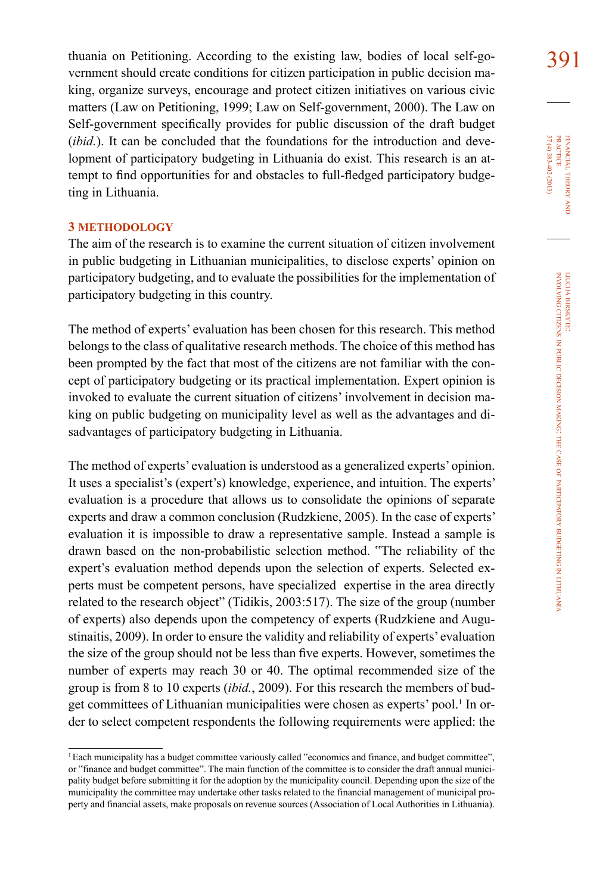thuania on Petitioning. According to the existing law, bodies of local self-government should create conditions for citizen participation in public decision making, organize surveys, encourage and protect citizen initiatives on various civic matters (Law on Petitioning, 1999; Law on Self-government, 2000). The Law on Self-government specifically provides for public discussion of the draft budget (*ibid.*). It can be concluded that the foundations for the introduction and development of participatory budgeting in Lithuania do exist. This research is an attempt to find opportunities for and obstacles to full-fledged participatory budgeting in Lithuania.

## 3 METHODOLOGY

The aim of the research is to examine the current situation of citizen involvement in public budgeting in Lithuanian municipalities, to disclose experts' opinion on participatory budgeting, and to evaluate the possibilities for the implementation of participatory budgeting in this country.

The method of experts' evaluation has been chosen for this research. This method belongs to the class of qualitative research methods. The choice of this method has been prompted by the fact that most of the citizens are not familiar with the concept of participatory budgeting or its practical implementation. Expert opinion is invoked to evaluate the current situation of citizens' involvement in decision making on public budgeting on municipality level as well as the advantages and disadvantages of participatory budgeting in Lithuania.

The method of experts' evaluation is understood as a generalized experts' opinion. It uses a specialist's (expert's) knowledge, experience, and intuition. The experts' evaluation is a procedure that allows us to consolidate the opinions of separate experts and draw a common conclusion (Rudzkiene, 2005). In the case of experts' evaluation it is impossible to draw a representative sample. Instead a sample is drawn based on the non-probabilistic selection method. "The reliability of the expert's evaluation method depends upon the selection of experts. Selected experts must be competent persons, have specialized expertise in the area directly related to the research object" (Tidikis, 2003:517). The size of the group (number of experts) also depends upon the competency of experts (Rudzkiene and Augustinaitis, 2009). In order to ensure the validity and reliability of experts' evaluation the size of the group should not be less than five experts. However, sometimes the number of experts may reach 30 or 40. The optimal recommended size of the group is from 8 to 10 experts (*ibid.*, 2009). For this research the members of budget committees of Lithuanian municipalities were chosen as experts' pool.[1] In order to select competent respondents the following requirements were applied: the

[1] Each municipality has a budget committee variously called "economics and finance, and budget committee", or "finance and budget committee". The main function of the committee is to consider the draft annual municipality budget before submitting it for the adoption by the municipality council. Depending upon the size of the municipality the committee may undertake other tasks related to the financial management of municipal property and financial assets, make proposals on revenue sources (Association of Local Authorities in Lithuania).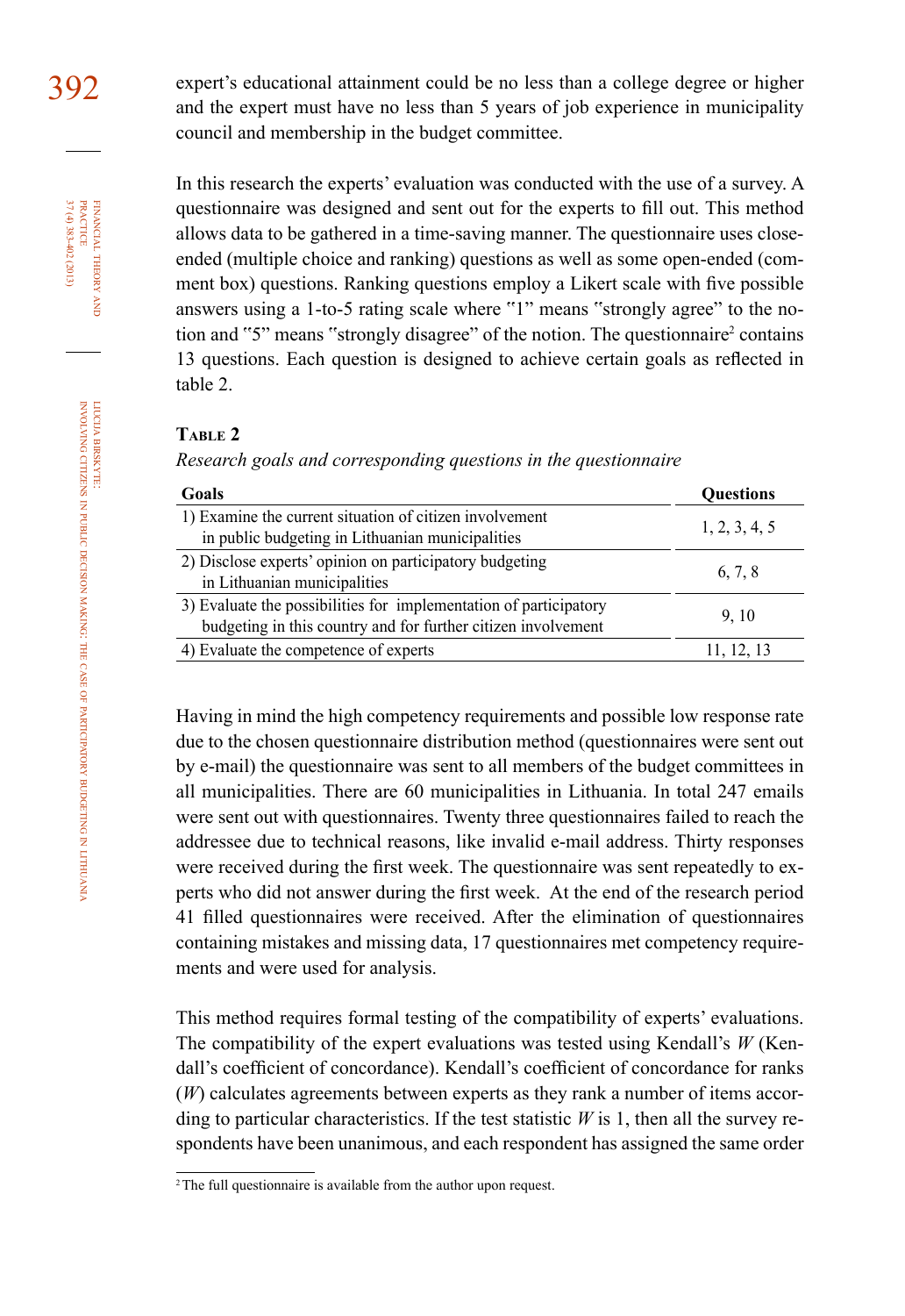expert's educational attainment could be no less than a college degree or higher and the expert must have no less than 5 years of job experience in municipality council and membership in the budget committee.

In this research the experts' evaluation was conducted with the use of a survey. A questionnaire was designed and sent out for the experts to fill out. This method allows data to be gathered in a time-saving manner. The questionnaire uses close-ended (multiple choice and ranking) questions as well as some open-ended (comment box) questions. Ranking questions employ a Likert scale with five possible answers using a 1-to-5 rating scale where "1" means "strongly agree" to the notion and "5" means "strongly disagree" of the notion. The questionnaire[2] contains 13 questions. Each question is designed to achieve certain goals as reflected in table 2.

**Table 2**

*Research goals and corresponding questions in the questionnaire*

| Goals | Questions |
|---|---|
| 1) Examine the current situation of citizen involvement in public budgeting in Lithuanian municipalities | 1, 2, 3, 4, 5 |
| 2) Disclose experts' opinion on participatory budgeting in Lithuanian municipalities | 6, 7, 8 |
| 3) Evaluate the possibilities for implementation of participatory budgeting in this country and for further citizen involvement | 9, 10 |
| 4) Evaluate the competence of experts | 11, 12, 13 |

Having in mind the high competency requirements and possible low response rate due to the chosen questionnaire distribution method (questionnaires were sent out by e-mail) the questionnaire was sent to all members of the budget committees in all municipalities. There are 60 municipalities in Lithuania. In total 247 emails were sent out with questionnaires. Twenty three questionnaires failed to reach the addressee due to technical reasons, like invalid e-mail address. Thirty responses were received during the first week. The questionnaire was sent repeatedly to experts who did not answer during the first week. At the end of the research period 41 filled questionnaires were received. After the elimination of questionnaires containing mistakes and missing data, 17 questionnaires met competency requirements and were used for analysis.

This method requires formal testing of the compatibility of experts' evaluations. The compatibility of the expert evaluations was tested using Kendall's $W$ (Kendall's coefficient of concordance). Kendall's coefficient of concordance for ranks ($W$) calculates agreements between experts as they rank a number of items according to particular characteristics. If the test statistic $W$ is 1, then all the survey respondents have been unanimous, and each respondent has assigned the same order

[2] The full questionnaire is available from the author upon request.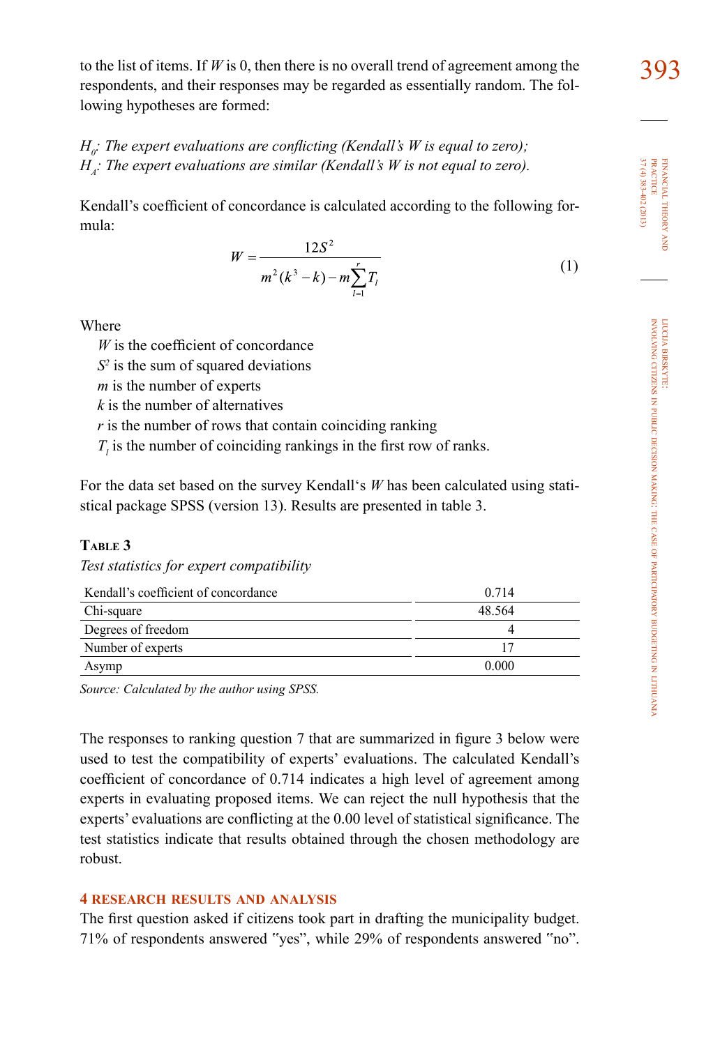to the list of items. If $W$ is 0, then there is no overall trend of agreement among the respondents, and their responses may be regarded as essentially random. The following hypotheses are formed:

*$H_0$: The expert evaluations are conflicting (Kendall's W is equal to zero);*
*$H_A$: The expert evaluations are similar (Kendall's W is not equal to zero).*

Kendall's coefficient of concordance is calculated according to the following formula:

$$W = \frac{12S^2}{m^2(k^3 - k) - m\sum_{l=1}^{r} T_l} \tag{1}$$

Where

- $W$ is the coefficient of concordance
- $S^2$ is the sum of squared deviations
- $m$ is the number of experts
- $k$ is the number of alternatives
- $r$ is the number of rows that contain coinciding ranking
- $T_l$ is the number of coinciding rankings in the first row of ranks.

For the data set based on the survey Kendall's $W$ has been calculated using statistical package SPSS (version 13). Results are presented in table 3.

**Table 3**

*Test statistics for expert compatibility*

| | |
|---|---|
| Kendall's coefficient of concordance | 0.714 |
| Chi-square | 48.564 |
| Degrees of freedom | 4 |
| Number of experts | 17 |
| Asymp | 0.000 |

*Source: Calculated by the author using SPSS.*

The responses to ranking question 7 that are summarized in figure 3 below were used to test the compatibility of experts' evaluations. The calculated Kendall's coefficient of concordance of 0.714 indicates a high level of agreement among experts in evaluating proposed items. We can reject the null hypothesis that the experts' evaluations are conflicting at the 0.00 level of statistical significance. The test statistics indicate that results obtained through the chosen methodology are robust.

## 4 RESEARCH RESULTS AND ANALYSIS

The first question asked if citizens took part in drafting the municipality budget. 71% of respondents answered "yes", while 29% of respondents answered "no".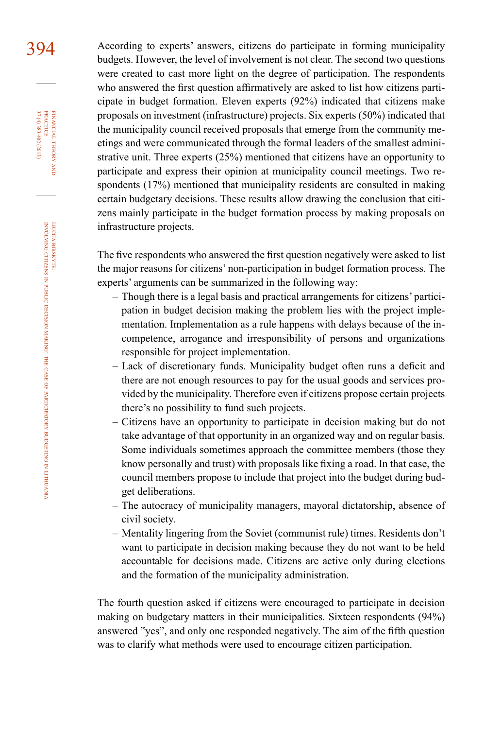According to experts' answers, citizens do participate in forming municipality budgets. However, the level of involvement is not clear. The second two questions were created to cast more light on the degree of participation. The respondents who answered the first question affirmatively are asked to list how citizens participate in budget formation. Eleven experts (92%) indicated that citizens make proposals on investment (infrastructure) projects. Six experts (50%) indicated that the municipality council received proposals that emerge from the community meetings and were communicated through the formal leaders of the smallest administrative unit. Three experts (25%) mentioned that citizens have an opportunity to participate and express their opinion at municipality council meetings. Two respondents (17%) mentioned that municipality residents are consulted in making certain budgetary decisions. These results allow drawing the conclusion that citizens mainly participate in the budget formation process by making proposals on infrastructure projects.

The five respondents who answered the first question negatively were asked to list the major reasons for citizens' non-participation in budget formation process. The experts' arguments can be summarized in the following way:

- Though there is a legal basis and practical arrangements for citizens' participation in budget decision making the problem lies with the project implementation. Implementation as a rule happens with delays because of the incompetence, arrogance and irresponsibility of persons and organizations responsible for project implementation.
- Lack of discretionary funds. Municipality budget often runs a deficit and there are not enough resources to pay for the usual goods and services provided by the municipality. Therefore even if citizens propose certain projects there's no possibility to fund such projects.
- Citizens have an opportunity to participate in decision making but do not take advantage of that opportunity in an organized way and on regular basis. Some individuals sometimes approach the committee members (those they know personally and trust) with proposals like fixing a road. In that case, the council members propose to include that project into the budget during budget deliberations.
- The autocracy of municipality managers, mayoral dictatorship, absence of civil society.
- Mentality lingering from the Soviet (communist rule) times. Residents don't want to participate in decision making because they do not want to be held accountable for decisions made. Citizens are active only during elections and the formation of the municipality administration.

The fourth question asked if citizens were encouraged to participate in decision making on budgetary matters in their municipalities. Sixteen respondents (94%) answered "yes", and only one responded negatively. The aim of the fifth question was to clarify what methods were used to encourage citizen participation.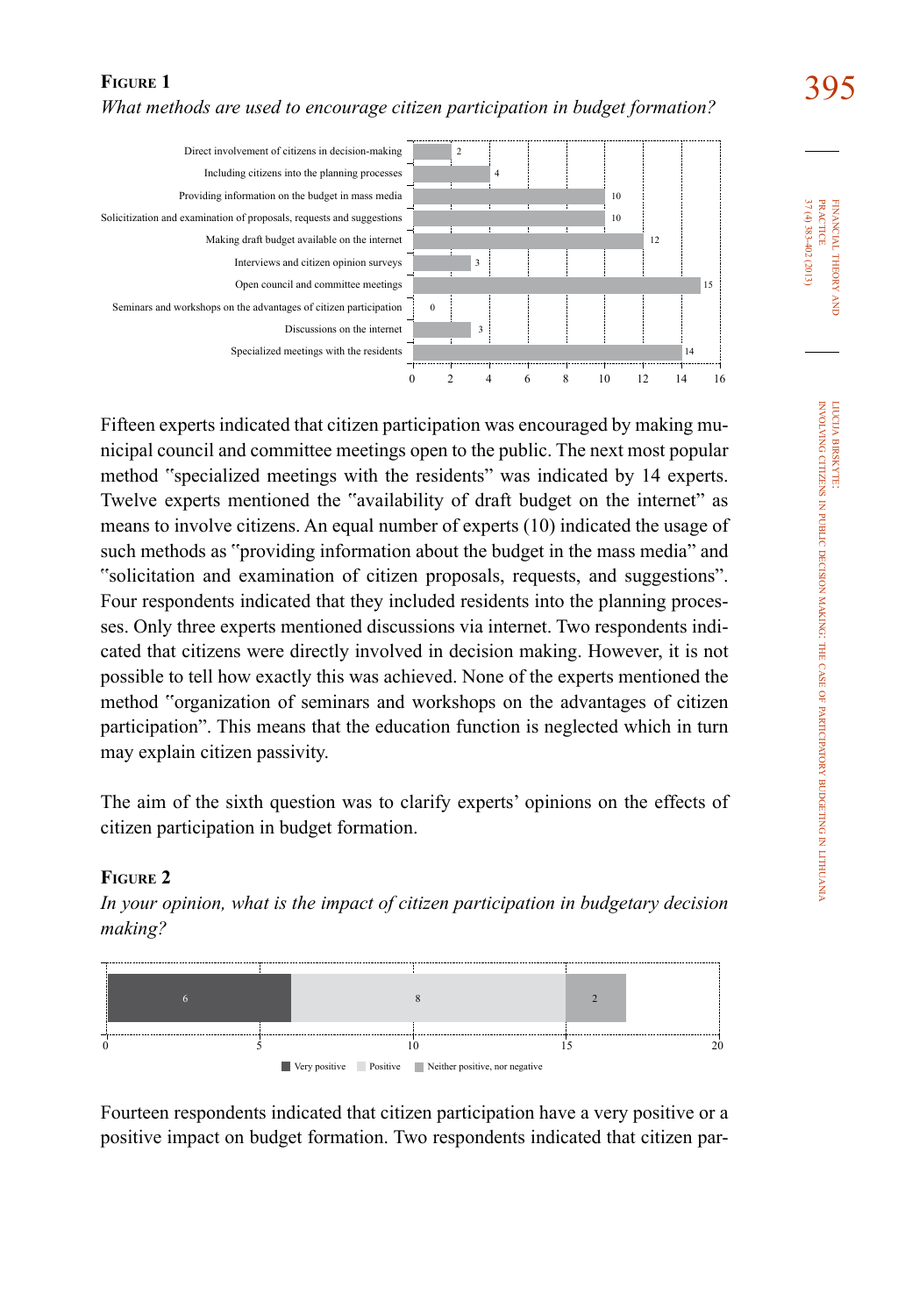**Figure 1**

*What methods are used to encourage citizen participation in budget formation?*

| Method | Number |
|---|---|
| Direct involvement of citizens in decision-making | 2 |
| Including citizens into the planning processes | 4 |
| Providing information on the budget in mass media | 10 |
| Solicitization and examination of proposals, requests and suggestions | 10 |
| Making draft budget available on the internet | 12 |
| Interviews and citizen opinion surveys | 3 |
| Open council and committee meetings | 15 |
| Seminars and workshops on the advantages of citizen participation | 0 |
| Discussions on the internet | 3 |
| Specialized meetings with the residents | 14 |

Fifteen experts indicated that citizen participation was encouraged by making municipal council and committee meetings open to the public. The next most popular method "specialized meetings with the residents" was indicated by 14 experts. Twelve experts mentioned the "availability of draft budget on the internet" as means to involve citizens. An equal number of experts (10) indicated the usage of such methods as "providing information about the budget in the mass media" and "solicitation and examination of citizen proposals, requests, and suggestions". Four respondents indicated that they included residents into the planning processes. Only three experts mentioned discussions via internet. Two respondents indicated that citizens were directly involved in decision making. However, it is not possible to tell how exactly this was achieved. None of the experts mentioned the method "organization of seminars and workshops on the advantages of citizen participation". This means that the education function is neglected which in turn may explain citizen passivity.

The aim of the sixth question was to clarify experts' opinions on the effects of citizen participation in budget formation.

**Figure 2**

*In your opinion, what is the impact of citizen participation in budgetary decision making?*

| Very positive | Positive | Neither positive, nor negative |
|---|---|---|
| 6 | 8 | 2 |

Fourteen respondents indicated that citizen participation have a very positive or a positive impact on budget formation. Two respondents indicated that citizen par-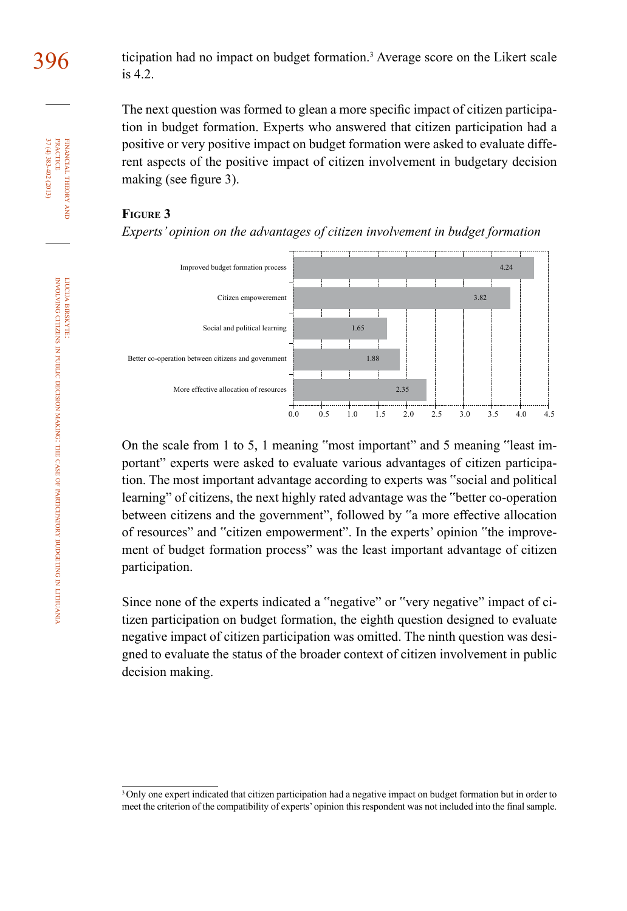ticipation had no impact on budget formation.[3] Average score on the Likert scale is 4.2.

The next question was formed to glean a more specific impact of citizen participation in budget formation. Experts who answered that citizen participation had a positive or very positive impact on budget formation were asked to evaluate different aspects of the positive impact of citizen involvement in budgetary decision making (see figure 3).

**Figure 3**

*Experts' opinion on the advantages of citizen involvement in budget formation*

| Advantage | Score |
|---|---|
| Improved budget formation process | 4.24 |
| Citizen empowerement | 3.82 |
| Social and political learning | 1.65 |
| Better co-operation between citizens and government | 1.88 |
| More effective allocation of resources | 2.35 |

On the scale from 1 to 5, 1 meaning "most important" and 5 meaning "least important" experts were asked to evaluate various advantages of citizen participation. The most important advantage according to experts was "social and political learning" of citizens, the next highly rated advantage was the "better co-operation between citizens and the government", followed by "a more effective allocation of resources" and "citizen empowerment". In the experts' opinion "the improvement of budget formation process" was the least important advantage of citizen participation.

Since none of the experts indicated a "negative" or "very negative" impact of citizen participation on budget formation, the eighth question designed to evaluate negative impact of citizen participation was omitted. The ninth question was designed to evaluate the status of the broader context of citizen involvement in public decision making.

[3] Only one expert indicated that citizen participation had a negative impact on budget formation but in order to meet the criterion of the compatibility of experts' opinion this respondent was not included into the final sample.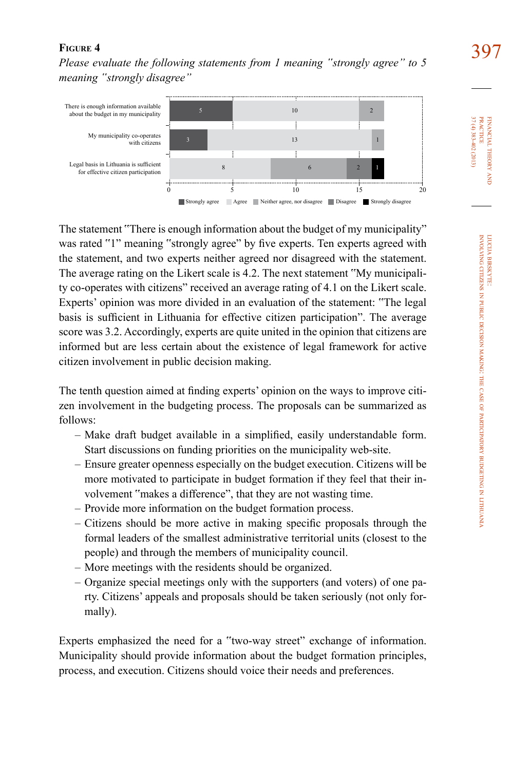**Figure 4**

*Please evaluate the following statements from 1 meaning "strongly agree" to 5 meaning "strongly disagree"*

| Statement | Strongly agree | Agree | Neither agree, nor disagree | Disagree | Strongly disagree |
|---|---|---|---|---|---|
| There is enough information available about the budget in my municipality | 5 | 10 | 2 | | |
| My municipality co-operates with citizens | 3 | 13 | 1 | | |
| Legal basis in Lithuania is sufficient for effective citizen participation | | 8 | 6 | 2 | 1 |

The statement "There is enough information about the budget of my municipality" was rated "1" meaning "strongly agree" by five experts. Ten experts agreed with the statement, and two experts neither agreed nor disagreed with the statement. The average rating on the Likert scale is 4.2. The next statement "My municipality co-operates with citizens" received an average rating of 4.1 on the Likert scale. Experts' opinion was more divided in an evaluation of the statement: "The legal basis is sufficient in Lithuania for effective citizen participation". The average score was 3.2. Accordingly, experts are quite united in the opinion that citizens are informed but are less certain about the existence of legal framework for active citizen involvement in public decision making.

The tenth question aimed at finding experts' opinion on the ways to improve citizen involvement in the budgeting process. The proposals can be summarized as follows:

- Make draft budget available in a simplified, easily understandable form. Start discussions on funding priorities on the municipality web-site.
- Ensure greater openness especially on the budget execution. Citizens will be more motivated to participate in budget formation if they feel that their involvement "makes a difference", that they are not wasting time.
- Provide more information on the budget formation process.
- Citizens should be more active in making specific proposals through the formal leaders of the smallest administrative territorial units (closest to the people) and through the members of municipality council.
- More meetings with the residents should be organized.
- Organize special meetings only with the supporters (and voters) of one party. Citizens' appeals and proposals should be taken seriously (not only formally).

Experts emphasized the need for a "two-way street" exchange of information. Municipality should provide information about the budget formation principles, process, and execution. Citizens should voice their needs and preferences.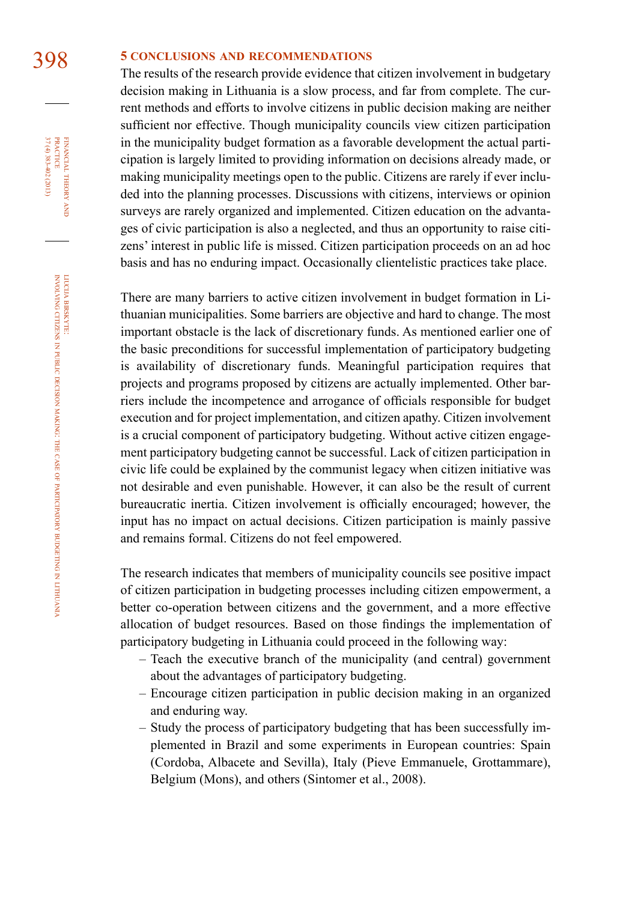## 5 CONCLUSIONS AND RECOMMENDATIONS

The results of the research provide evidence that citizen involvement in budgetary decision making in Lithuania is a slow process, and far from complete. The current methods and efforts to involve citizens in public decision making are neither sufficient nor effective. Though municipality councils view citizen participation in the municipality budget formation as a favorable development the actual participation is largely limited to providing information on decisions already made, or making municipality meetings open to the public. Citizens are rarely if ever included into the planning processes. Discussions with citizens, interviews or opinion surveys are rarely organized and implemented. Citizen education on the advantages of civic participation is also a neglected, and thus an opportunity to raise citizens' interest in public life is missed. Citizen participation proceeds on an ad hoc basis and has no enduring impact. Occasionally clientelistic practices take place.

There are many barriers to active citizen involvement in budget formation in Lithuanian municipalities. Some barriers are objective and hard to change. The most important obstacle is the lack of discretionary funds. As mentioned earlier one of the basic preconditions for successful implementation of participatory budgeting is availability of discretionary funds. Meaningful participation requires that projects and programs proposed by citizens are actually implemented. Other barriers include the incompetence and arrogance of officials responsible for budget execution and for project implementation, and citizen apathy. Citizen involvement is a crucial component of participatory budgeting. Without active citizen engagement participatory budgeting cannot be successful. Lack of citizen participation in civic life could be explained by the communist legacy when citizen initiative was not desirable and even punishable. However, it can also be the result of current bureaucratic inertia. Citizen involvement is officially encouraged; however, the input has no impact on actual decisions. Citizen participation is mainly passive and remains formal. Citizens do not feel empowered.

The research indicates that members of municipality councils see positive impact of citizen participation in budgeting processes including citizen empowerment, a better co-operation between citizens and the government, and a more effective allocation of budget resources. Based on those findings the implementation of participatory budgeting in Lithuania could proceed in the following way:

- Teach the executive branch of the municipality (and central) government about the advantages of participatory budgeting.
- Encourage citizen participation in public decision making in an organized and enduring way.
- Study the process of participatory budgeting that has been successfully implemented in Brazil and some experiments in European countries: Spain (Cordoba, Albacete and Sevilla), Italy (Pieve Emmanuele, Grottammare), Belgium (Mons), and others (Sintomer et al., 2008).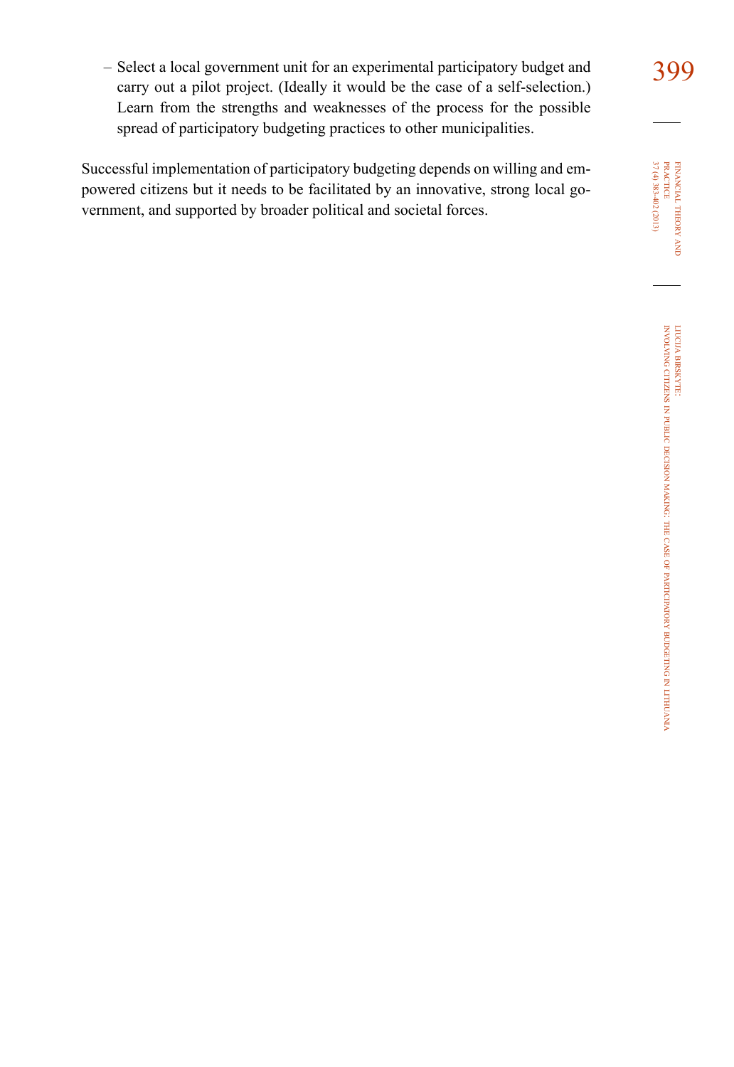– Select a local government unit for an experimental participatory budget and carry out a pilot project. (Ideally it would be the case of a self-selection.) Learn from the strengths and weaknesses of the process for the possible spread of participatory budgeting practices to other municipalities.

Successful implementation of participatory budgeting depends on willing and empowered citizens but it needs to be facilitated by an innovative, strong local government, and supported by broader political and societal forces.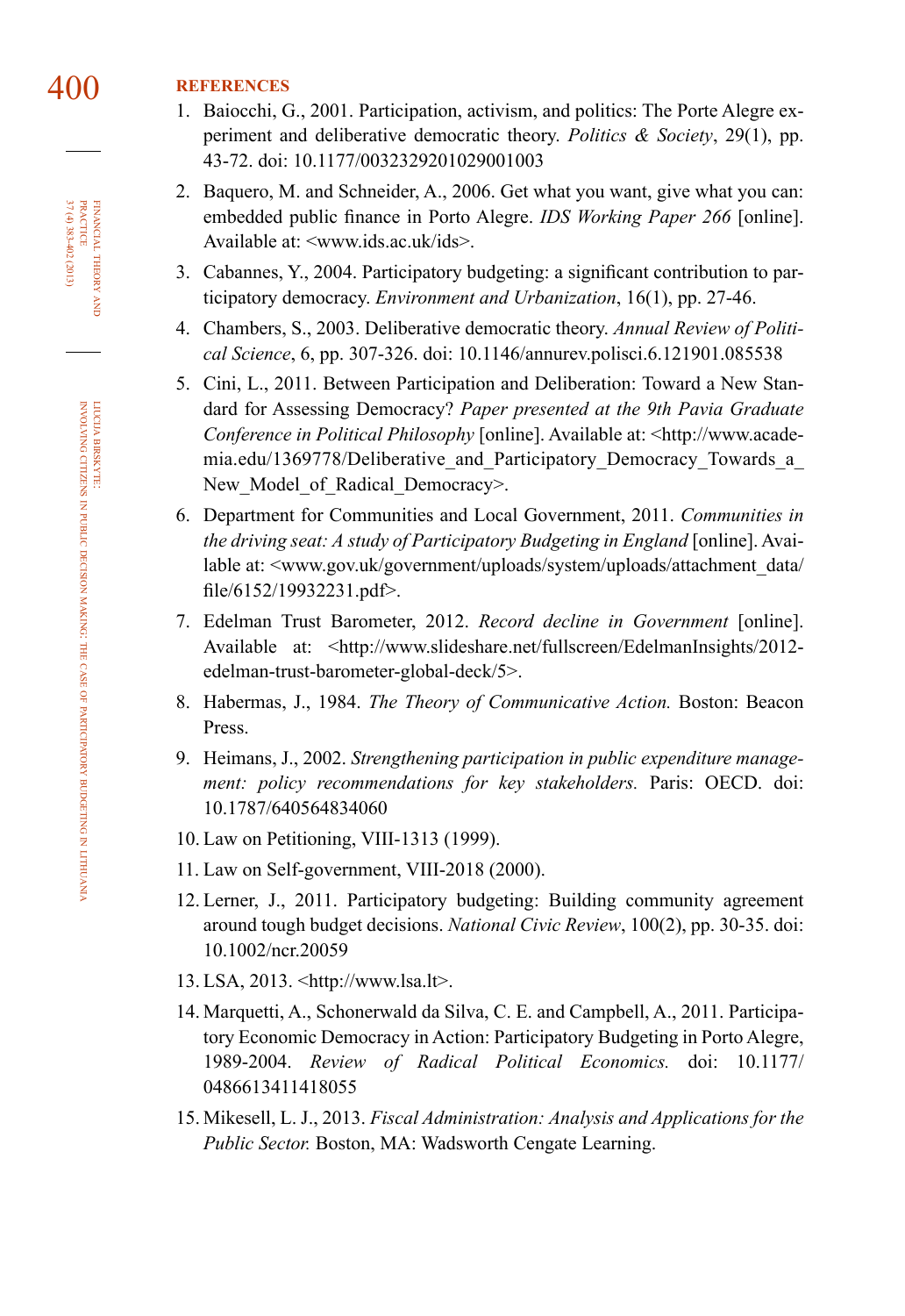## REFERENCES

1. Baiocchi, G., 2001. Participation, activism, and politics: The Porte Alegre experiment and deliberative democratic theory. *Politics & Society*, 29(1), pp. 43-72. doi: 10.1177/0032329201029001003
2. Baquero, M. and Schneider, A., 2006. Get what you want, give what you can: embedded public finance in Porto Alegre. *IDS Working Paper 266* [online]. Available at: <www.ids.ac.uk/ids>.
3. Cabannes, Y., 2004. Participatory budgeting: a significant contribution to participatory democracy. *Environment and Urbanization*, 16(1), pp. 27-46.
4. Chambers, S., 2003. Deliberative democratic theory. *Annual Review of Political Science*, 6, pp. 307-326. doi: 10.1146/annurev.polisci.6.121901.085538
5. Cini, L., 2011. Between Participation and Deliberation: Toward a New Standard for Assessing Democracy? *Paper presented at the 9th Pavia Graduate Conference in Political Philosophy* [online]. Available at: <http://www.academia.edu/1369778/Deliberative_and_Participatory_Democracy_Towards_a_New_Model_of_Radical_Democracy>.
6. Department for Communities and Local Government, 2011. *Communities in the driving seat: A study of Participatory Budgeting in England* [online]. Available at: <www.gov.uk/government/uploads/system/uploads/attachment_data/file/6152/19932231.pdf>.
7. Edelman Trust Barometer, 2012. *Record decline in Government* [online]. Available at: <http://www.slideshare.net/fullscreen/EdelmanInsights/2012-edelman-trust-barometer-global-deck/5>.
8. Habermas, J., 1984. *The Theory of Communicative Action.* Boston: Beacon Press.
9. Heimans, J., 2002. *Strengthening participation in public expenditure management: policy recommendations for key stakeholders.* Paris: OECD. doi: 10.1787/640564834060
10. Law on Petitioning, VIII-1313 (1999).
11. Law on Self-government, VIII-2018 (2000).
12. Lerner, J., 2011. Participatory budgeting: Building community agreement around tough budget decisions. *National Civic Review*, 100(2), pp. 30-35. doi: 10.1002/ncr.20059
13. LSA, 2013. <http://www.lsa.lt>.
14. Marquetti, A., Schonerwald da Silva, C. E. and Campbell, A., 2011. Participatory Economic Democracy in Action: Participatory Budgeting in Porto Alegre, 1989-2004. *Review of Radical Political Economics.* doi: 10.1177/0486613411418055
15. Mikesell, L. J., 2013. *Fiscal Administration: Analysis and Applications for the Public Sector.* Boston, MA: Wadsworth Cengate Learning.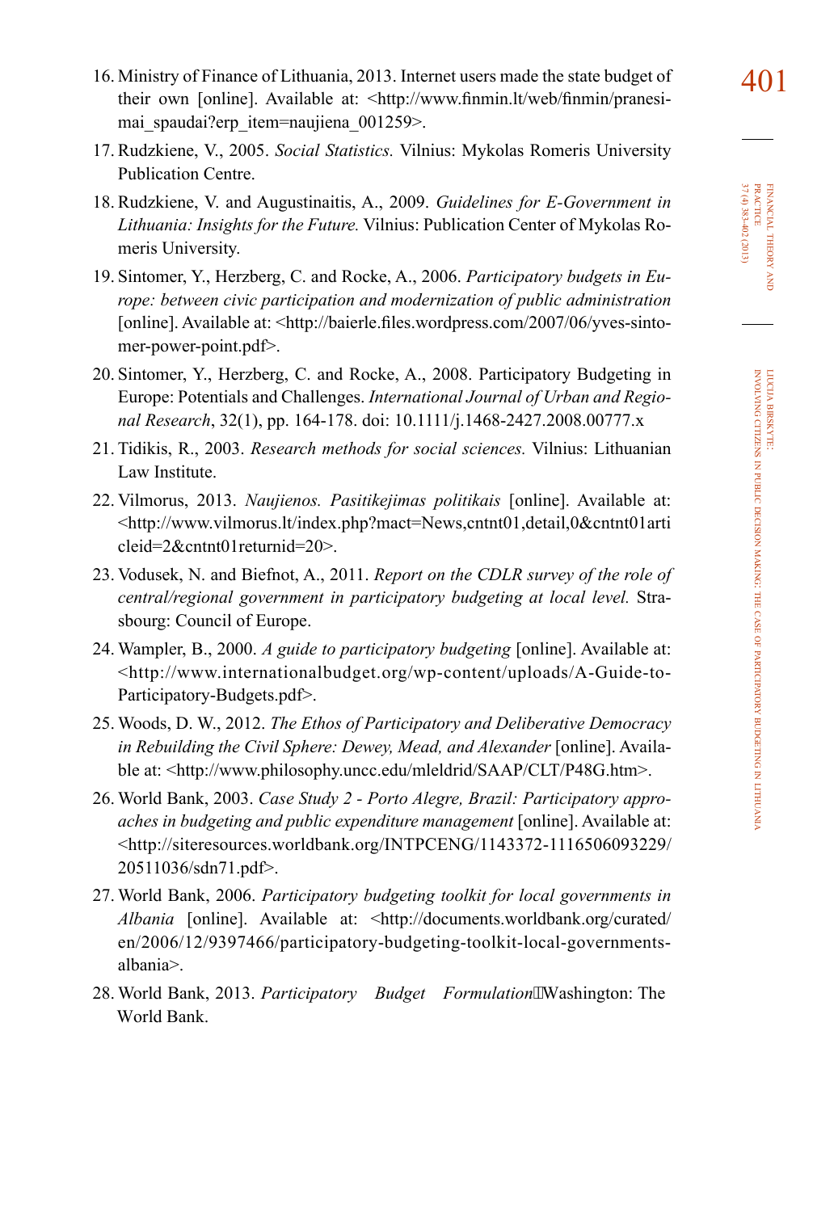16. Ministry of Finance of Lithuania, 2013. Internet users made the state budget of their own [online]. Available at: <http://www.finmin.lt/web/finmin/pranesimai_spaudai?erp_item=naujiena_001259>.
17. Rudzkiene, V., 2005. *Social Statistics.* Vilnius: Mykolas Romeris University Publication Centre.
18. Rudzkiene, V. and Augustinaitis, A., 2009. *Guidelines for E-Government in Lithuania: Insights for the Future.* Vilnius: Publication Center of Mykolas Romeris University.
19. Sintomer, Y., Herzberg, C. and Rocke, A., 2006. *Participatory budgets in Europe: between civic participation and modernization of public administration* [online]. Available at: <http://baierle.files.wordpress.com/2007/06/yves-sintomer-power-point.pdf>.
20. Sintomer, Y., Herzberg, C. and Rocke, A., 2008. Participatory Budgeting in Europe: Potentials and Challenges. *International Journal of Urban and Regional Research*, 32(1), pp. 164-178. doi: 10.1111/j.1468-2427.2008.00777.x
21. Tidikis, R., 2003. *Research methods for social sciences.* Vilnius: Lithuanian Law Institute.
22. Vilmorus, 2013. *Naujienos. Pasitikejimas politikais* [online]. Available at: <http://www.vilmorus.lt/index.php?mact=News,cntnt01,detail,0&cntnt01articleid=2&cntnt01returnid=20>.
23. Vodusek, N. and Biefnot, A., 2011. *Report on the CDLR survey of the role of central/regional government in participatory budgeting at local level.* Strasbourg: Council of Europe.
24. Wampler, B., 2000. *A guide to participatory budgeting* [online]. Available at: <http://www.internationalbudget.org/wp-content/uploads/A-Guide-to-Participatory-Budgets.pdf>.
25. Woods, D. W., 2012. *The Ethos of Participatory and Deliberative Democracy in Rebuilding the Civil Sphere: Dewey, Mead, and Alexander* [online]. Available at: <http://www.philosophy.uncc.edu/mleldrid/SAAP/CLT/P48G.htm>.
26. World Bank, 2003. *Case Study 2 - Porto Alegre, Brazil: Participatory approaches in budgeting and public expenditure management* [online]. Available at: <http://siteresources.worldbank.org/INTPCENG/1143372-1116506093229/20511036/sdn71.pdf>.
27. World Bank, 2006. *Participatory budgeting toolkit for local governments in Albania* [online]. Available at: <http://documents.worldbank.org/curated/en/2006/12/9397466/participatory-budgeting-toolkit-local-governments-albania>.
28. World Bank, 2013. *Participatory Budget Formulation.* Washington: The World Bank.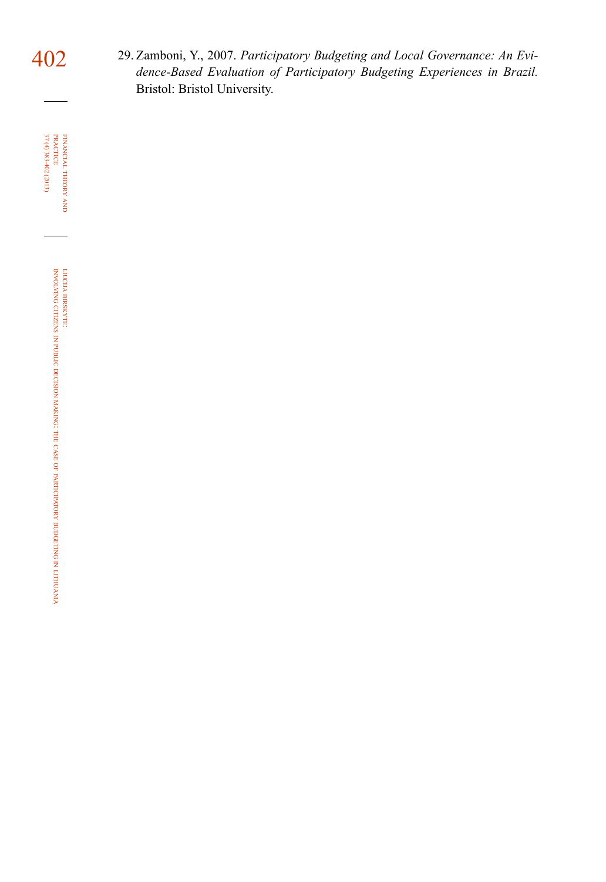29. Zamboni, Y., 2007. *Participatory Budgeting and Local Governance: An Evidence-Based Evaluation of Participatory Budgeting Experiences in Brazil.* Bristol: Bristol University.